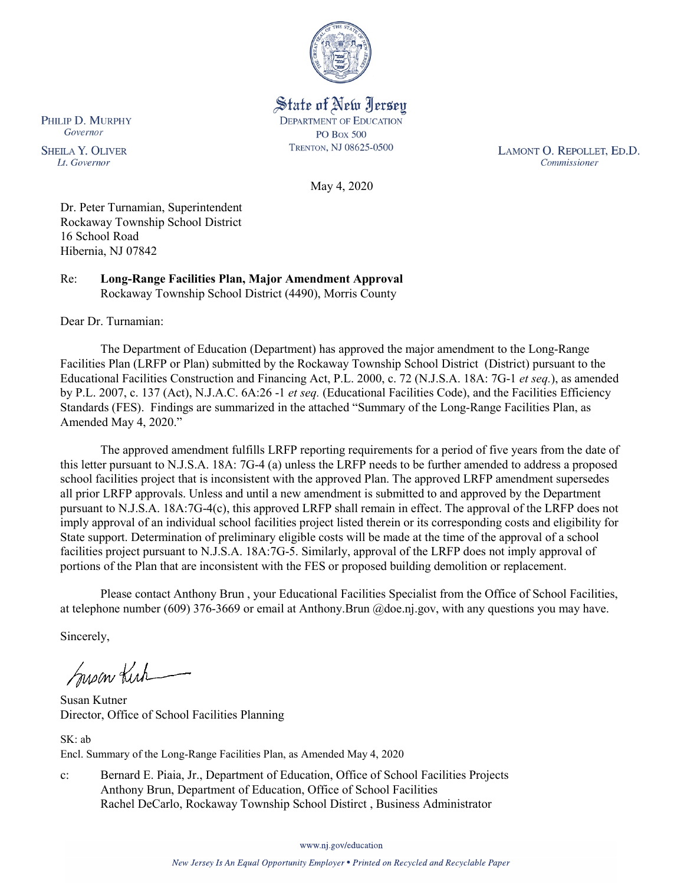State of New Jersey
DEPARTMENT OF EDUCATION
PO BOX 500
TRENTON, NJ 08625-0500

PHILIP D. MURPHY
*Governor*

SHEILA Y. OLIVER
*Lt. Governor*

LAMONT O. REPOLLET, ED.D.
*Commissioner*

May 4, 2020

Dr. Peter Turnamian, Superintendent
Rockaway Township School District
16 School Road
Hibernia, NJ 07842

Re: **Long-Range Facilities Plan, Major Amendment Approval**
Rockaway Township School District (4490), Morris County

Dear Dr. Turnamian:

The Department of Education (Department) has approved the major amendment to the Long-Range Facilities Plan (LRFP or Plan) submitted by the Rockaway Township School District (District) pursuant to the Educational Facilities Construction and Financing Act, P.L. 2000, c. 72 (N.J.S.A. 18A: 7G-1 *et seq.*), as amended by P.L. 2007, c. 137 (Act), N.J.A.C. 6A:26 -1 *et seq.* (Educational Facilities Code), and the Facilities Efficiency Standards (FES). Findings are summarized in the attached "Summary of the Long-Range Facilities Plan, as Amended May 4, 2020."

The approved amendment fulfills LRFP reporting requirements for a period of five years from the date of this letter pursuant to N.J.S.A. 18A: 7G-4 (a) unless the LRFP needs to be further amended to address a proposed school facilities project that is inconsistent with the approved Plan. The approved LRFP amendment supersedes all prior LRFP approvals. Unless and until a new amendment is submitted to and approved by the Department pursuant to N.J.S.A. 18A:7G-4(c), this approved LRFP shall remain in effect. The approval of the LRFP does not imply approval of an individual school facilities project listed therein or its corresponding costs and eligibility for State support. Determination of preliminary eligible costs will be made at the time of the approval of a school facilities project pursuant to N.J.S.A. 18A:7G-5. Similarly, approval of the LRFP does not imply approval of portions of the Plan that are inconsistent with the FES or proposed building demolition or replacement.

Please contact Anthony Brun , your Educational Facilities Specialist from the Office of School Facilities, at telephone number (609) 376-3669 or email at Anthony.Brun @doe.nj.gov, with any questions you may have.

Sincerely,

Susan Kutner
Director, Office of School Facilities Planning

SK: ab
Encl. Summary of the Long-Range Facilities Plan, as Amended May 4, 2020

c: Bernard E. Piaia, Jr., Department of Education, Office of School Facilities Projects
Anthony Brun, Department of Education, Office of School Facilities
Rachel DeCarlo, Rockaway Township School Distirct , Business Administrator

www.nj.gov/education

*New Jersey Is An Equal Opportunity Employer • Printed on Recycled and Recyclable Paper*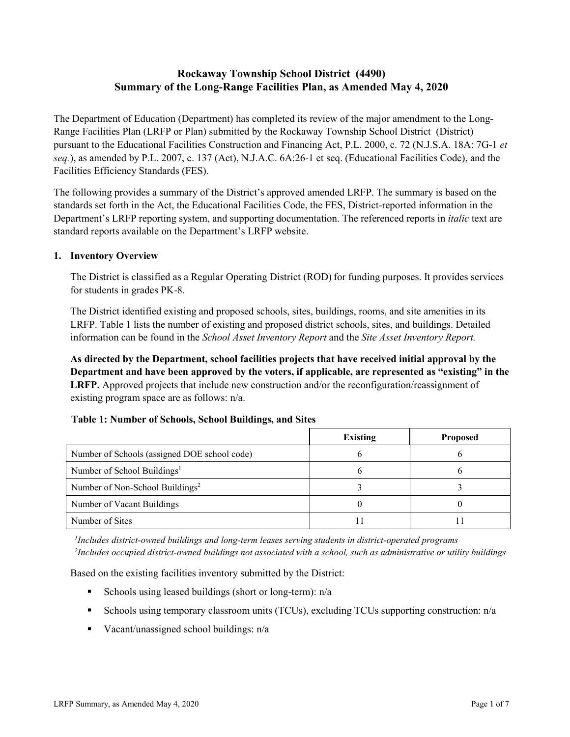## Rockaway Township School District (4490)
## Summary of the Long-Range Facilities Plan, as Amended May 4, 2020

The Department of Education (Department) has completed its review of the major amendment to the Long-Range Facilities Plan (LRFP or Plan) submitted by the Rockaway Township School District (District) pursuant to the Educational Facilities Construction and Financing Act, P.L. 2000, c. 72 (N.J.S.A. 18A: 7G-1 *et seq.*), as amended by P.L. 2007, c. 137 (Act), N.J.A.C. 6A:26-1 et seq. (Educational Facilities Code), and the Facilities Efficiency Standards (FES).

The following provides a summary of the District's approved amended LRFP. The summary is based on the standards set forth in the Act, the Educational Facilities Code, the FES, District-reported information in the Department's LRFP reporting system, and supporting documentation. The referenced reports in *italic* text are standard reports available on the Department's LRFP website.

### 1. Inventory Overview

The District is classified as a Regular Operating District (ROD) for funding purposes. It provides services for students in grades PK-8.

The District identified existing and proposed schools, sites, buildings, rooms, and site amenities in its LRFP. Table 1 lists the number of existing and proposed district schools, sites, and buildings. Detailed information can be found in the *School Asset Inventory Report* and the *Site Asset Inventory Report.*

**As directed by the Department, school facilities projects that have received initial approval by the Department and have been approved by the voters, if applicable, are represented as "existing" in the LRFP.** Approved projects that include new construction and/or the reconfiguration/reassignment of existing program space are as follows: n/a.

**Table 1: Number of Schools, School Buildings, and Sites**

| | Existing | Proposed |
|---|---|---|
| Number of Schools (assigned DOE school code) | 6 | 6 |
| Number of School Buildings[1] | 6 | 6 |
| Number of Non-School Buildings[2] | 3 | 3 |
| Number of Vacant Buildings | 0 | 0 |
| Number of Sites | 11 | 11 |

*[1]Includes district-owned buildings and long-term leases serving students in district-operated programs*
*[2]Includes occupied district-owned buildings not associated with a school, such as administrative or utility buildings*

Based on the existing facilities inventory submitted by the District:

- Schools using leased buildings (short or long-term): n/a
- Schools using temporary classroom units (TCUs), excluding TCUs supporting construction: n/a
- Vacant/unassigned school buildings: n/a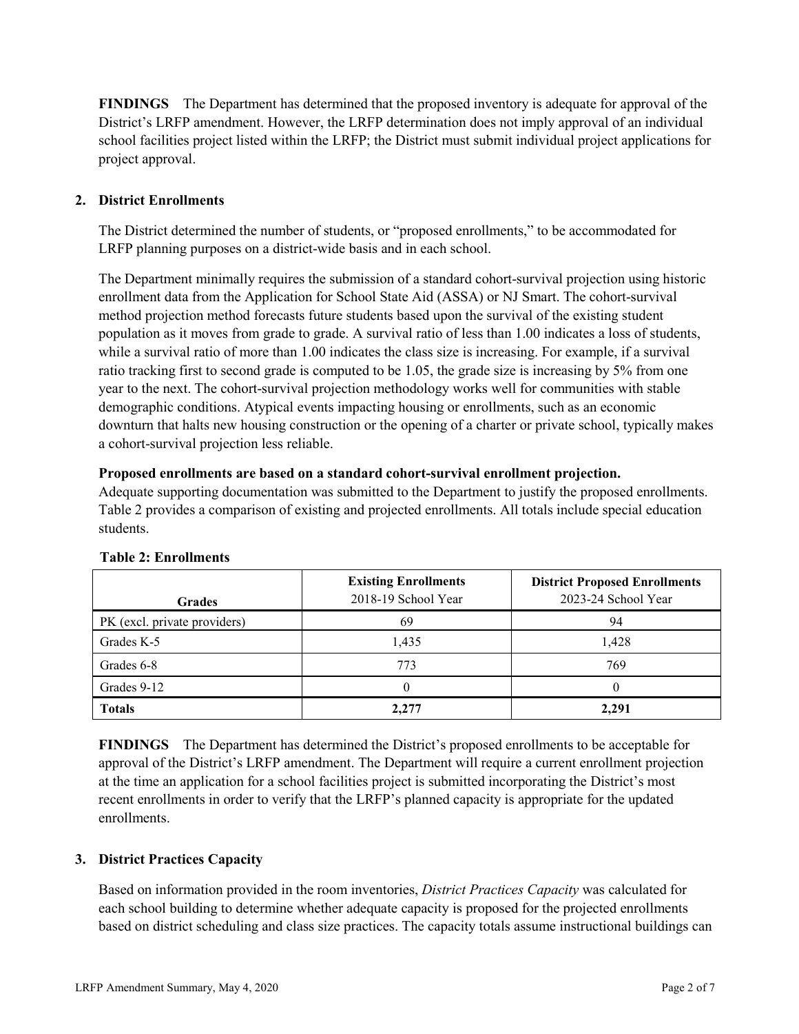**FINDINGS** The Department has determined that the proposed inventory is adequate for approval of the District's LRFP amendment. However, the LRFP determination does not imply approval of an individual school facilities project listed within the LRFP; the District must submit individual project applications for project approval.

## 2. District Enrollments

The District determined the number of students, or "proposed enrollments," to be accommodated for LRFP planning purposes on a district-wide basis and in each school.

The Department minimally requires the submission of a standard cohort-survival projection using historic enrollment data from the Application for School State Aid (ASSA) or NJ Smart. The cohort-survival method projection method forecasts future students based upon the survival of the existing student population as it moves from grade to grade. A survival ratio of less than 1.00 indicates a loss of students, while a survival ratio of more than 1.00 indicates the class size is increasing. For example, if a survival ratio tracking first to second grade is computed to be 1.05, the grade size is increasing by 5% from one year to the next. The cohort-survival projection methodology works well for communities with stable demographic conditions. Atypical events impacting housing or enrollments, such as an economic downturn that halts new housing construction or the opening of a charter or private school, typically makes a cohort-survival projection less reliable.

**Proposed enrollments are based on a standard cohort-survival enrollment projection.**
Adequate supporting documentation was submitted to the Department to justify the proposed enrollments. Table 2 provides a comparison of existing and projected enrollments. All totals include special education students.

**Table 2: Enrollments**

| Grades | Existing Enrollments 2018-19 School Year | District Proposed Enrollments 2023-24 School Year |
| --- | --- | --- |
| PK (excl. private providers) | 69 | 94 |
| Grades K-5 | 1,435 | 1,428 |
| Grades 6-8 | 773 | 769 |
| Grades 9-12 | 0 | 0 |
| **Totals** | **2,277** | **2,291** |

**FINDINGS** The Department has determined the District's proposed enrollments to be acceptable for approval of the District's LRFP amendment. The Department will require a current enrollment projection at the time an application for a school facilities project is submitted incorporating the District's most recent enrollments in order to verify that the LRFP's planned capacity is appropriate for the updated enrollments.

## 3. District Practices Capacity

Based on information provided in the room inventories, *District Practices Capacity* was calculated for each school building to determine whether adequate capacity is proposed for the projected enrollments based on district scheduling and class size practices. The capacity totals assume instructional buildings can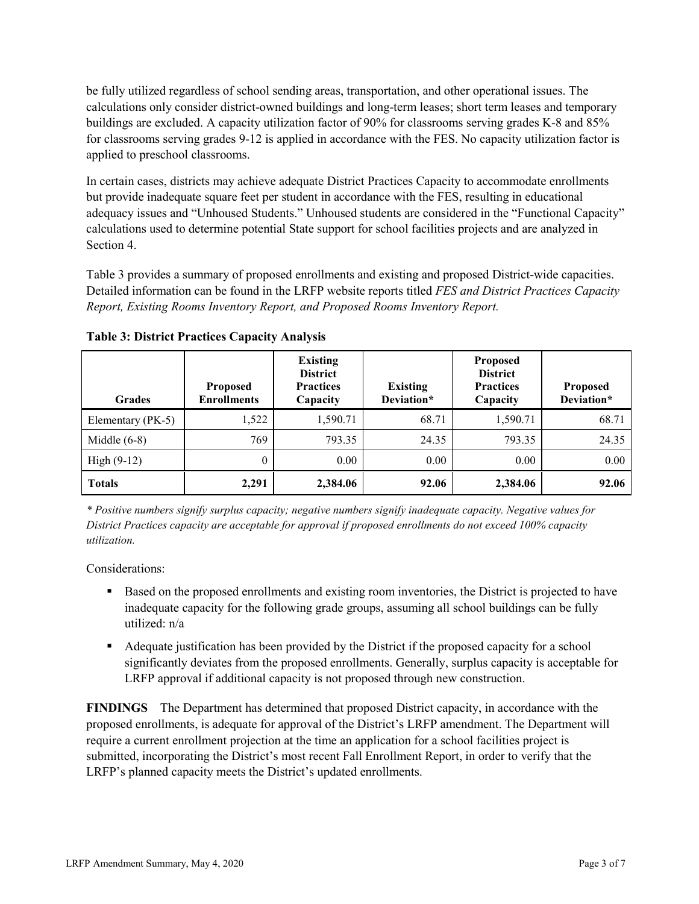be fully utilized regardless of school sending areas, transportation, and other operational issues. The calculations only consider district-owned buildings and long-term leases; short term leases and temporary buildings are excluded. A capacity utilization factor of 90% for classrooms serving grades K-8 and 85% for classrooms serving grades 9-12 is applied in accordance with the FES. No capacity utilization factor is applied to preschool classrooms.

In certain cases, districts may achieve adequate District Practices Capacity to accommodate enrollments but provide inadequate square feet per student in accordance with the FES, resulting in educational adequacy issues and "Unhoused Students." Unhoused students are considered in the "Functional Capacity" calculations used to determine potential State support for school facilities projects and are analyzed in Section 4.

Table 3 provides a summary of proposed enrollments and existing and proposed District-wide capacities. Detailed information can be found in the LRFP website reports titled *FES and District Practices Capacity Report, Existing Rooms Inventory Report, and Proposed Rooms Inventory Report.*

**Table 3: District Practices Capacity Analysis**

| Grades | Proposed Enrollments | Existing District Practices Capacity | Existing Deviation* | Proposed District Practices Capacity | Proposed Deviation* |
|---|---|---|---|---|---|
| Elementary (PK-5) | 1,522 | 1,590.71 | 68.71 | 1,590.71 | 68.71 |
| Middle (6-8) | 769 | 793.35 | 24.35 | 793.35 | 24.35 |
| High (9-12) | 0 | 0.00 | 0.00 | 0.00 | 0.00 |
| **Totals** | **2,291** | **2,384.06** | **92.06** | **2,384.06** | **92.06** |

*\* Positive numbers signify surplus capacity; negative numbers signify inadequate capacity. Negative values for District Practices capacity are acceptable for approval if proposed enrollments do not exceed 100% capacity utilization.*

Considerations:

- Based on the proposed enrollments and existing room inventories, the District is projected to have inadequate capacity for the following grade groups, assuming all school buildings can be fully utilized: n/a
- Adequate justification has been provided by the District if the proposed capacity for a school significantly deviates from the proposed enrollments. Generally, surplus capacity is acceptable for LRFP approval if additional capacity is not proposed through new construction.

**FINDINGS** The Department has determined that proposed District capacity, in accordance with the proposed enrollments, is adequate for approval of the District's LRFP amendment. The Department will require a current enrollment projection at the time an application for a school facilities project is submitted, incorporating the District's most recent Fall Enrollment Report, in order to verify that the LRFP's planned capacity meets the District's updated enrollments.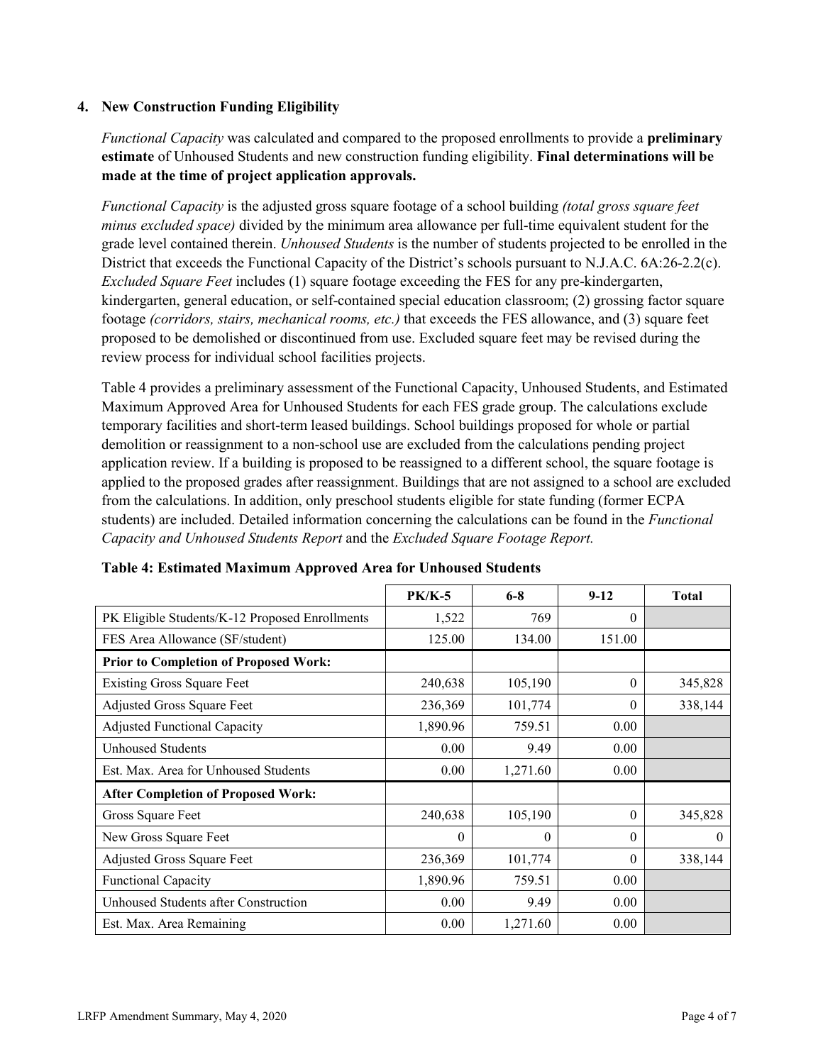## 4. New Construction Funding Eligibility

*Functional Capacity* was calculated and compared to the proposed enrollments to provide a **preliminary estimate** of Unhoused Students and new construction funding eligibility. **Final determinations will be made at the time of project application approvals.**

*Functional Capacity* is the adjusted gross square footage of a school building *(total gross square feet minus excluded space)* divided by the minimum area allowance per full-time equivalent student for the grade level contained therein. *Unhoused Students* is the number of students projected to be enrolled in the District that exceeds the Functional Capacity of the District's schools pursuant to N.J.A.C. 6A:26-2.2(c). *Excluded Square Feet* includes (1) square footage exceeding the FES for any pre-kindergarten, kindergarten, general education, or self-contained special education classroom; (2) grossing factor square footage *(corridors, stairs, mechanical rooms, etc.)* that exceeds the FES allowance, and (3) square feet proposed to be demolished or discontinued from use. Excluded square feet may be revised during the review process for individual school facilities projects.

Table 4 provides a preliminary assessment of the Functional Capacity, Unhoused Students, and Estimated Maximum Approved Area for Unhoused Students for each FES grade group. The calculations exclude temporary facilities and short-term leased buildings. School buildings proposed for whole or partial demolition or reassignment to a non-school use are excluded from the calculations pending project application review. If a building is proposed to be reassigned to a different school, the square footage is applied to the proposed grades after reassignment. Buildings that are not assigned to a school are excluded from the calculations. In addition, only preschool students eligible for state funding (former ECPA students) are included. Detailed information concerning the calculations can be found in the *Functional Capacity and Unhoused Students Report* and the *Excluded Square Footage Report.*

**Table 4: Estimated Maximum Approved Area for Unhoused Students**

| | PK/K-5 | 6-8 | 9-12 | Total |
|---|---|---|---|---|
| PK Eligible Students/K-12 Proposed Enrollments | 1,522 | 769 | 0 | |
| FES Area Allowance (SF/student) | 125.00 | 134.00 | 151.00 | |
| **Prior to Completion of Proposed Work:** | | | | |
| Existing Gross Square Feet | 240,638 | 105,190 | 0 | 345,828 |
| Adjusted Gross Square Feet | 236,369 | 101,774 | 0 | 338,144 |
| Adjusted Functional Capacity | 1,890.96 | 759.51 | 0.00 | |
| Unhoused Students | 0.00 | 9.49 | 0.00 | |
| Est. Max. Area for Unhoused Students | 0.00 | 1,271.60 | 0.00 | |
| **After Completion of Proposed Work:** | | | | |
| Gross Square Feet | 240,638 | 105,190 | 0 | 345,828 |
| New Gross Square Feet | 0 | 0 | 0 | 0 |
| Adjusted Gross Square Feet | 236,369 | 101,774 | 0 | 338,144 |
| Functional Capacity | 1,890.96 | 759.51 | 0.00 | |
| Unhoused Students after Construction | 0.00 | 9.49 | 0.00 | |
| Est. Max. Area Remaining | 0.00 | 1,271.60 | 0.00 | |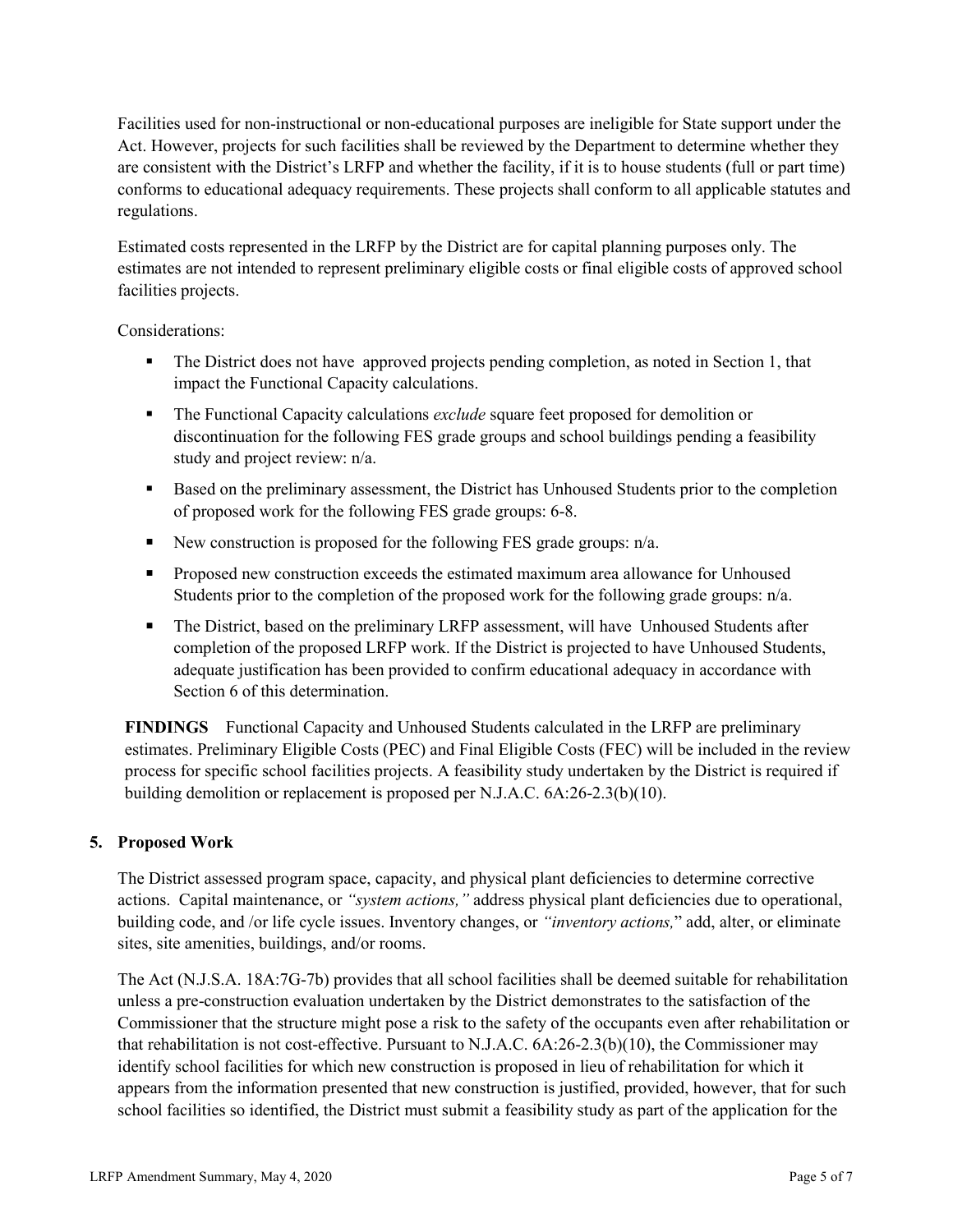Facilities used for non-instructional or non-educational purposes are ineligible for State support under the Act. However, projects for such facilities shall be reviewed by the Department to determine whether they are consistent with the District's LRFP and whether the facility, if it is to house students (full or part time) conforms to educational adequacy requirements. These projects shall conform to all applicable statutes and regulations.

Estimated costs represented in the LRFP by the District are for capital planning purposes only. The estimates are not intended to represent preliminary eligible costs or final eligible costs of approved school facilities projects.

Considerations:

- The District does not have approved projects pending completion, as noted in Section 1, that impact the Functional Capacity calculations.
- The Functional Capacity calculations *exclude* square feet proposed for demolition or discontinuation for the following FES grade groups and school buildings pending a feasibility study and project review: n/a.
- Based on the preliminary assessment, the District has Unhoused Students prior to the completion of proposed work for the following FES grade groups: 6-8.
- New construction is proposed for the following FES grade groups: n/a.
- Proposed new construction exceeds the estimated maximum area allowance for Unhoused Students prior to the completion of the proposed work for the following grade groups: n/a.
- The District, based on the preliminary LRFP assessment, will have Unhoused Students after completion of the proposed LRFP work. If the District is projected to have Unhoused Students, adequate justification has been provided to confirm educational adequacy in accordance with Section 6 of this determination.

**FINDINGS** Functional Capacity and Unhoused Students calculated in the LRFP are preliminary estimates. Preliminary Eligible Costs (PEC) and Final Eligible Costs (FEC) will be included in the review process for specific school facilities projects. A feasibility study undertaken by the District is required if building demolition or replacement is proposed per N.J.A.C. 6A:26-2.3(b)(10).

## 5. Proposed Work

The District assessed program space, capacity, and physical plant deficiencies to determine corrective actions. Capital maintenance, or *"system actions,"* address physical plant deficiencies due to operational, building code, and /or life cycle issues. Inventory changes, or *"inventory actions,"* add, alter, or eliminate sites, site amenities, buildings, and/or rooms.

The Act (N.J.S.A. 18A:7G-7b) provides that all school facilities shall be deemed suitable for rehabilitation unless a pre-construction evaluation undertaken by the District demonstrates to the satisfaction of the Commissioner that the structure might pose a risk to the safety of the occupants even after rehabilitation or that rehabilitation is not cost-effective. Pursuant to N.J.A.C. 6A:26-2.3(b)(10), the Commissioner may identify school facilities for which new construction is proposed in lieu of rehabilitation for which it appears from the information presented that new construction is justified, provided, however, that for such school facilities so identified, the District must submit a feasibility study as part of the application for the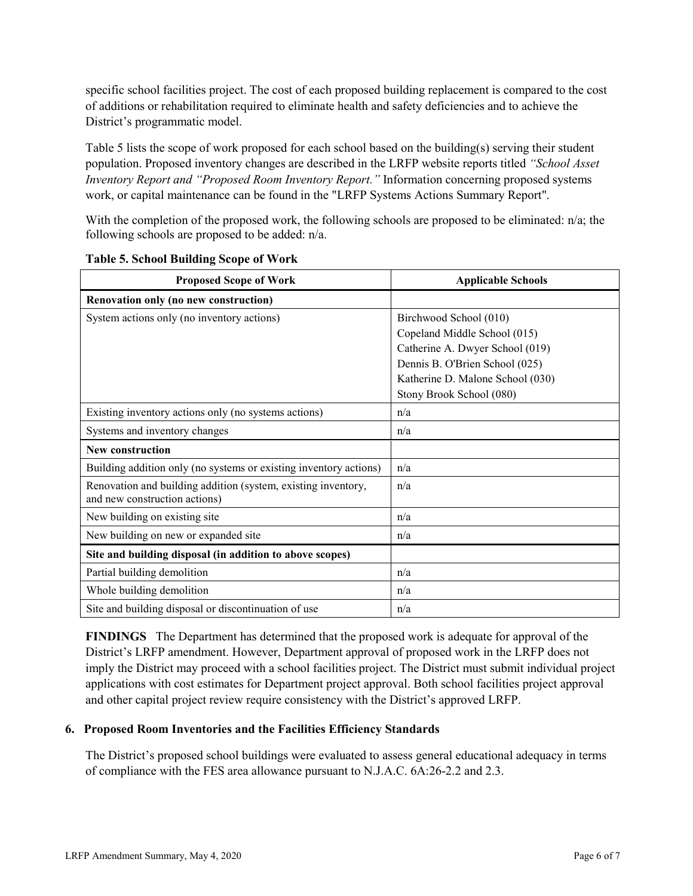specific school facilities project. The cost of each proposed building replacement is compared to the cost of additions or rehabilitation required to eliminate health and safety deficiencies and to achieve the District's programmatic model.

Table 5 lists the scope of work proposed for each school based on the building(s) serving their student population. Proposed inventory changes are described in the LRFP website reports titled *"School Asset Inventory Report and "Proposed Room Inventory Report."* Information concerning proposed systems work, or capital maintenance can be found in the "LRFP Systems Actions Summary Report".

With the completion of the proposed work, the following schools are proposed to be eliminated: n/a; the following schools are proposed to be added: n/a.

**Table 5. School Building Scope of Work**

| Proposed Scope of Work | Applicable Schools |
|---|---|
| **Renovation only (no new construction)** | |
| System actions only (no inventory actions) | Birchwood School (010)<br>Copeland Middle School (015)<br>Catherine A. Dwyer School (019)<br>Dennis B. O'Brien School (025)<br>Katherine D. Malone School (030)<br>Stony Brook School (080) |
| Existing inventory actions only (no systems actions) | n/a |
| Systems and inventory changes | n/a |
| **New construction** | |
| Building addition only (no systems or existing inventory actions) | n/a |
| Renovation and building addition (system, existing inventory, and new construction actions) | n/a |
| New building on existing site | n/a |
| New building on new or expanded site | n/a |
| **Site and building disposal (in addition to above scopes)** | |
| Partial building demolition | n/a |
| Whole building demolition | n/a |
| Site and building disposal or discontinuation of use | n/a |

**FINDINGS** The Department has determined that the proposed work is adequate for approval of the District's LRFP amendment. However, Department approval of proposed work in the LRFP does not imply the District may proceed with a school facilities project. The District must submit individual project applications with cost estimates for Department project approval. Both school facilities project approval and other capital project review require consistency with the District's approved LRFP.

## 6. Proposed Room Inventories and the Facilities Efficiency Standards

The District's proposed school buildings were evaluated to assess general educational adequacy in terms of compliance with the FES area allowance pursuant to N.J.A.C. 6A:26-2.2 and 2.3.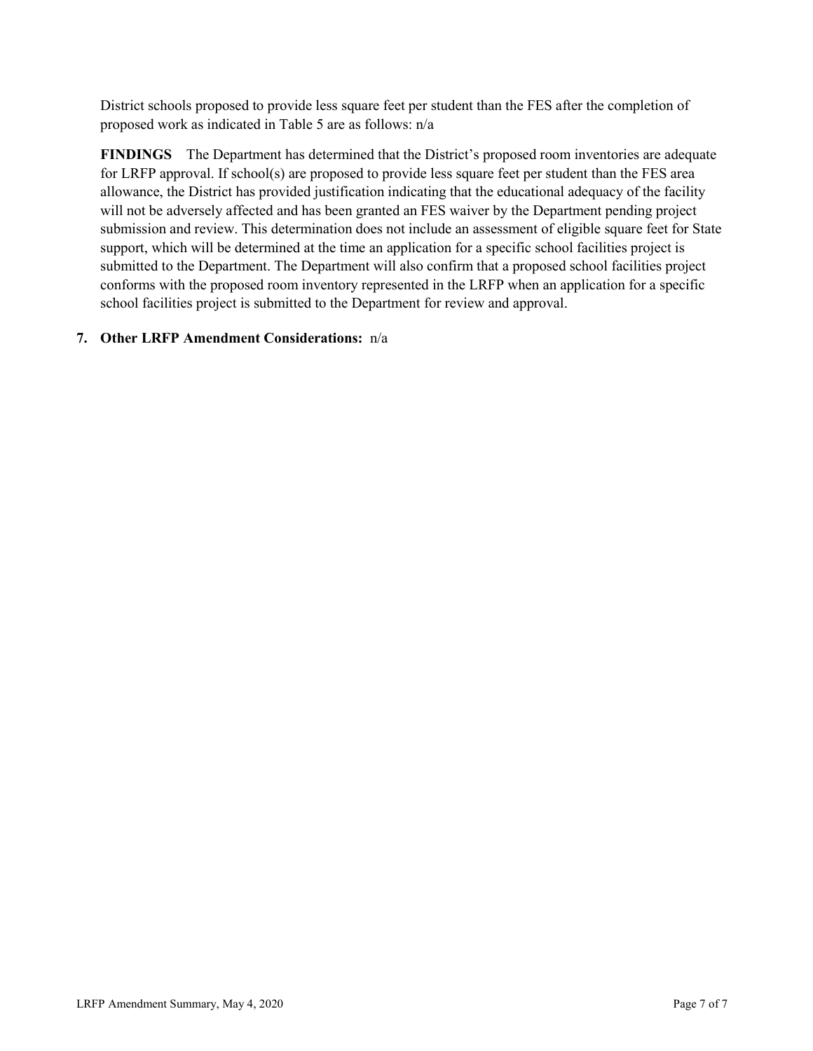District schools proposed to provide less square feet per student than the FES after the completion of proposed work as indicated in Table 5 are as follows: n/a

**FINDINGS** The Department has determined that the District's proposed room inventories are adequate for LRFP approval. If school(s) are proposed to provide less square feet per student than the FES area allowance, the District has provided justification indicating that the educational adequacy of the facility will not be adversely affected and has been granted an FES waiver by the Department pending project submission and review. This determination does not include an assessment of eligible square feet for State support, which will be determined at the time an application for a specific school facilities project is submitted to the Department. The Department will also confirm that a proposed school facilities project conforms with the proposed room inventory represented in the LRFP when an application for a specific school facilities project is submitted to the Department for review and approval.

**7. Other LRFP Amendment Considerations:** n/a